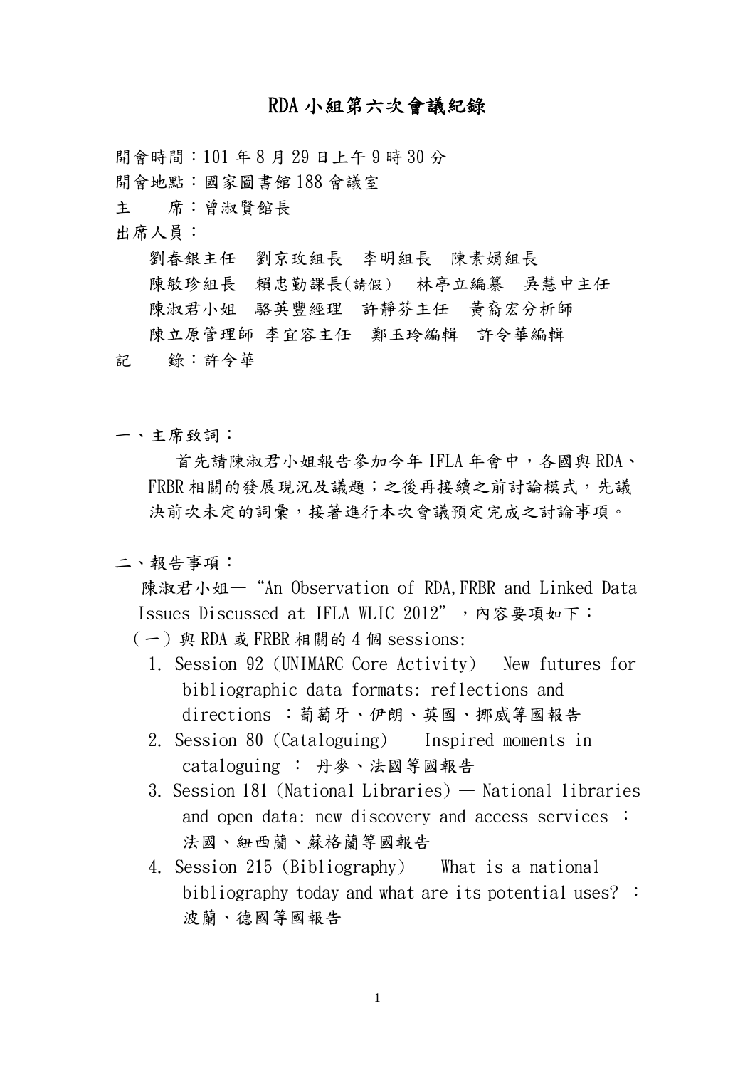# RDA 小組第六次會議紀錄

開會時間：101 年 8 月 29 日上午 9 時 30 分

開會地點：國家圖書館 188 會議室

主　　席：曾淑賢館長

出席人員：

劉春銀主任　劉京玫組長　李明組長　陳素娟組長
陳敏珍組長　賴忠勤課長(請假)　林亭立編纂　吳慧中主任
陳淑君小姐　駱英豐經理　許靜芬主任　黃裔宏分析師
陳立原管理師 李宜容主任　鄭玉玲編輯　許令華編輯

記　　錄：許令華

一、主席致詞：

首先請陳淑君小姐報告參加今年 IFLA 年會中，各國與 RDA、FRBR 相關的發展現況及議題；之後再接續之前討論模式，先議決前次未定的詞彙，接著進行本次會議預定完成之討論事項。

二、報告事項：

陳淑君小姐—“An Observation of RDA,FRBR and Linked Data Issues Discussed at IFLA WLIC 2012”，內容要項如下：

（一）與 RDA 或 FRBR 相關的 4 個 sessions:

1. Session 92 (UNIMARC Core Activity) —New futures for bibliographic data formats: reflections and directions ：葡萄牙、伊朗、英國、挪威等國報告
2. Session 80 (Cataloguing) — Inspired moments in cataloguing ： 丹麥、法國等國報告
3. Session 181 (National Libraries) — National libraries and open data: new discovery and access services ：法國、紐西蘭、蘇格蘭等國報告
4. Session 215 (Bibliography) — What is a national bibliography today and what are its potential uses? ：波蘭、德國等國報告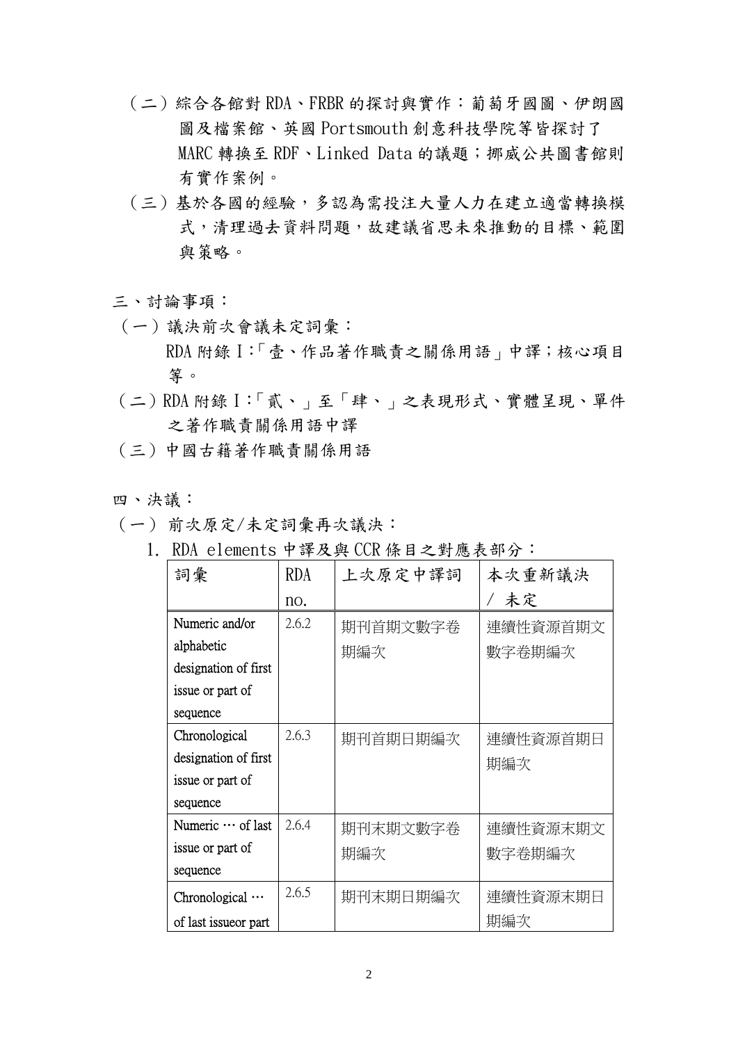（二）綜合各館對 RDA、FRBR 的探討與實作：葡萄牙國圖、伊朗國圖及檔案館、英國 Portsmouth 創意科技學院等皆探討了 MARC 轉換至 RDF、Linked Data 的議題；挪威公共圖書館則有實作案例。

（三）基於各國的經驗，多認為需投注大量人力在建立適當轉換模式，清理過去資料問題，故建議省思未來推動的目標、範圍與策略。

三、討論事項：

（一）議決前次會議未定詞彙：
RDA 附錄 I：「壹、作品著作職責之關係用語」中譯；核心項目等。

（二）RDA 附錄 I：「貳、」至「肆、」之表現形式、實體呈現、單件之著作職責關係用語中譯

（三）中國古籍著作職責關係用語

四、決議：

（一）前次原定/未定詞彙再次議決：

1. RDA elements 中譯及與 CCR 條目之對應表部分：

| 詞彙 | RDA no. | 上次原定中譯詞 | 本次重新議決 / 未定 |
|---|---|---|---|
| Numeric and/or alphabetic designation of first issue or part of sequence | 2.6.2 | 期刊首期文數字卷期編次 | 連續性資源首期文數字卷期編次 |
| Chronological designation of first issue or part of sequence | 2.6.3 | 期刊首期日期編次 | 連續性資源首期日期編次 |
| Numeric … of last issue or part of sequence | 2.6.4 | 期刊末期文數字卷期編次 | 連續性資源末期文數字卷期編次 |
| Chronological … of last issueor part | 2.6.5 | 期刊末期日期編次 | 連續性資源末期日期編次 |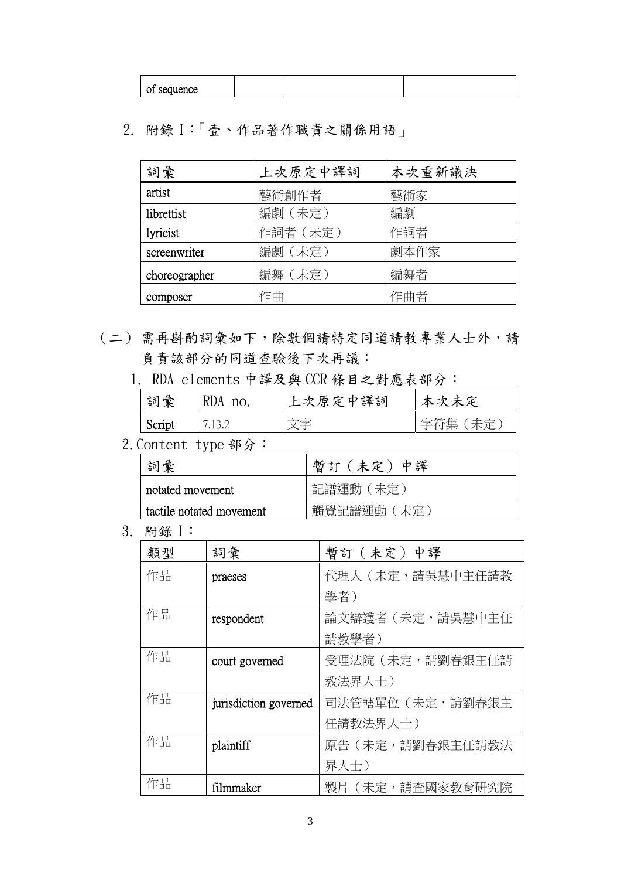| of sequence | | | |
|---|---|---|---|

2. 附錄 I：「壹、作品著作職責之關係用語」

| 詞彙 | 上次原定中譯詞 | 本次重新議決 |
|---|---|---|
| artist | 藝術創作者 | 藝術家 |
| librettist | 編劇（未定） | 編劇 |
| lyricist | 作詞者（未定） | 作詞者 |
| screenwriter | 編劇（未定） | 劇本作家 |
| choreographer | 編舞（未定） | 編舞者 |
| composer | 作曲 | 作曲者 |

（二）需再斟酌詞彙如下，除數個請特定同道請教專業人士外，請負責該部分的同道查驗後下次再議：

1. RDA elements 中譯及與 CCR 條目之對應表部分：

| 詞彙 | RDA no. | 上次原定中譯詞 | 本次未定 |
|---|---|---|---|
| Script | 7.13.2 | 文字 | 字符集（未定） |

2. Content type 部分：

| 詞彙 | 暫訂（未定）中譯 |
|---|---|
| notated movement | 記譜運動（未定） |
| tactile notated movement | 觸覺記譜運動（未定） |

3. 附錄 I：

| 類型 | 詞彙 | 暫訂（未定）中譯 |
|---|---|---|
| 作品 | praeses | 代理人（未定，請吳慧中主任請教學者） |
| 作品 | respondent | 論文辯護者（未定，請吳慧中主任請教學者） |
| 作品 | court governed | 受理法院（未定，請劉春銀主任請教法界人士） |
| 作品 | jurisdiction governed | 司法管轄單位（未定，請劉春銀主任請教法界人士） |
| 作品 | plaintiff | 原告（未定，請劉春銀主任請教法界人士） |
| 作品 | filmmaker | 製片（未定，請查國家教育研究院 |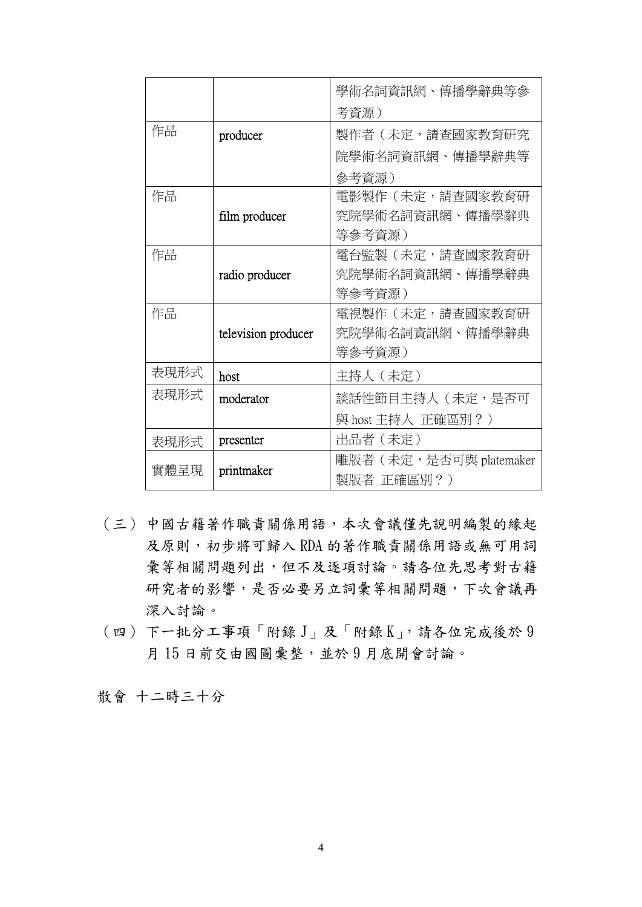| | | |
|---|---|---|
| | | 學術名詞資訊網、傳播學辭典等參考資源） |
| 作品 | producer | 製作者（未定，請查國家教育研究院學術名詞資訊網、傳播學辭典等參考資源） |
| 作品 | film producer | 電影製作（未定，請查國家教育研究院學術名詞資訊網、傳播學辭典等參考資源） |
| 作品 | radio producer | 電台監製（未定，請查國家教育研究院學術名詞資訊網、傳播學辭典等參考資源） |
| 作品 | television producer | 電視製作（未定，請查國家教育研究院學術名詞資訊網、傳播學辭典等參考資源） |
| 表現形式 | host | 主持人（未定） |
| 表現形式 | moderator | 談話性節目主持人（未定，是否可與 host 主持人 正確區別？） |
| 表現形式 | presenter | 出品者（未定） |
| 實體呈現 | printmaker | 雕版者（未定，是否可與 platemaker 製版者 正確區別？） |

（三）中國古籍著作職責關係用語，本次會議僅先說明編製的緣起及原則，初步將可歸入 RDA 的著作職責關係用語或無可用詞彙等相關問題列出，但不及逐項討論。請各位先思考對古籍研究者的影響，是否必要另立詞彙等相關問題，下次會議再深入討論。

（四）下一批分工事項「附錄 J」及「附錄 K」，請各位完成後於 9 月 15 日前交由國圖彙整，並於 9 月底開會討論。

散會 十二時三十分